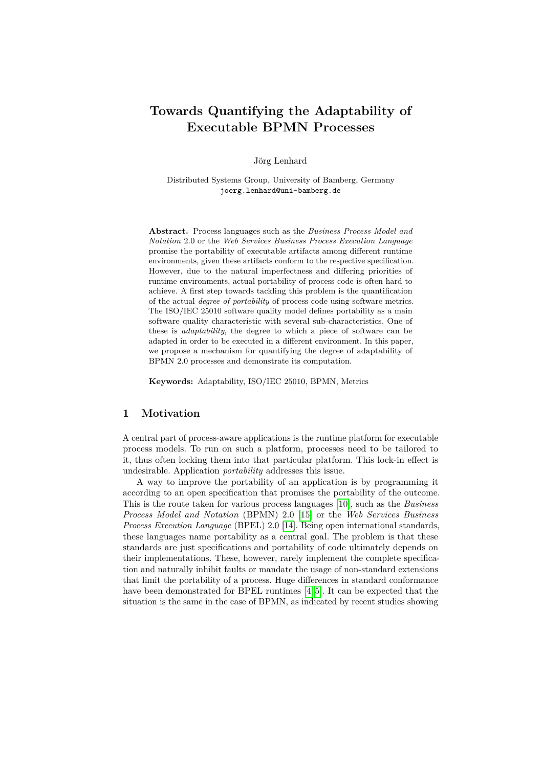# Towards Quantifying the Adaptability of Executable BPMN Processes

Jörg Lenhard

Distributed Systems Group, University of Bamberg, Germany
joerg.lenhard@uni-bamberg.de

**Abstract.** Process languages such as the *Business Process Model and Notation* 2.0 or the *Web Services Business Process Execution Language* promise the portability of executable artifacts among different runtime environments, given these artifacts conform to the respective specification. However, due to the natural imperfectness and differing priorities of runtime environments, actual portability of process code is often hard to achieve. A first step towards tackling this problem is the quantification of the actual *degree of portability* of process code using software metrics. The ISO/IEC 25010 software quality model defines portability as a main software quality characteristic with several sub-characteristics. One of these is *adaptability*, the degree to which a piece of software can be adapted in order to be executed in a different environment. In this paper, we propose a mechanism for quantifying the degree of adaptability of BPMN 2.0 processes and demonstrate its computation.

**Keywords:** Adaptability, ISO/IEC 25010, BPMN, Metrics

## 1 Motivation

A central part of process-aware applications is the runtime platform for executable process models. To run on such a platform, processes need to be tailored to it, thus often locking them into that particular platform. This lock-in effect is undesirable. Application *portability* addresses this issue.

A way to improve the portability of an application is by programming it according to an open specification that promises the portability of the outcome. This is the route taken for various process languages [10], such as the *Business Process Model and Notation* (BPMN) 2.0 [15] or the *Web Services Business Process Execution Language* (BPEL) 2.0 [14]. Being open international standards, these languages name portability as a central goal. The problem is that these standards are just specifications and portability of code ultimately depends on their implementations. These, however, rarely implement the complete specification and naturally inhibit faults or mandate the usage of non-standard extensions that limit the portability of a process. Huge differences in standard conformance have been demonstrated for BPEL runtimes [4,5]. It can be expected that the situation is the same in the case of BPMN, as indicated by recent studies showing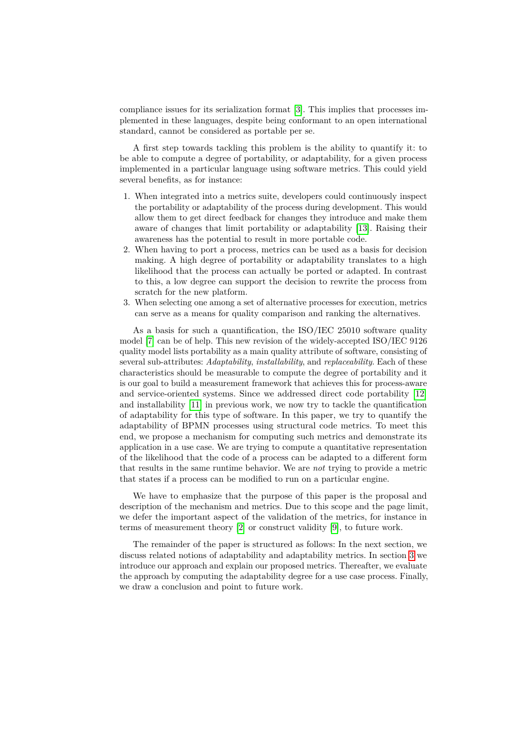compliance issues for its serialization format [3]. This implies that processes implemented in these languages, despite being conformant to an open international standard, cannot be considered as portable per se.

A first step towards tackling this problem is the ability to quantify it: to be able to compute a degree of portability, or adaptability, for a given process implemented in a particular language using software metrics. This could yield several benefits, as for instance:

1. When integrated into a metrics suite, developers could continuously inspect the portability or adaptability of the process during development. This would allow them to get direct feedback for changes they introduce and make them aware of changes that limit portability or adaptability [13]. Raising their awareness has the potential to result in more portable code.
2. When having to port a process, metrics can be used as a basis for decision making. A high degree of portability or adaptability translates to a high likelihood that the process can actually be ported or adapted. In contrast to this, a low degree can support the decision to rewrite the process from scratch for the new platform.
3. When selecting one among a set of alternative processes for execution, metrics can serve as a means for quality comparison and ranking the alternatives.

As a basis for such a quantification, the ISO/IEC 25010 software quality model [7] can be of help. This new revision of the widely-accepted ISO/IEC 9126 quality model lists portability as a main quality attribute of software, consisting of several sub-attributes: *Adaptability*, *installability*, and *replaceability*. Each of these characteristics should be measurable to compute the degree of portability and it is our goal to build a measurement framework that achieves this for process-aware and service-oriented systems. Since we addressed direct code portability [12] and installability [11] in previous work, we now try to tackle the quantification of adaptability for this type of software. In this paper, we try to quantify the adaptability of BPMN processes using structural code metrics. To meet this end, we propose a mechanism for computing such metrics and demonstrate its application in a use case. We are trying to compute a quantitative representation of the likelihood that the code of a process can be adapted to a different form that results in the same runtime behavior. We are *not* trying to provide a metric that states if a process can be modified to run on a particular engine.

We have to emphasize that the purpose of this paper is the proposal and description of the mechanism and metrics. Due to this scope and the page limit, we defer the important aspect of the validation of the metrics, for instance in terms of measurement theory [2] or construct validity [9], to future work.

The remainder of the paper is structured as follows: In the next section, we discuss related notions of adaptability and adaptability metrics. In section 3 we introduce our approach and explain our proposed metrics. Thereafter, we evaluate the approach by computing the adaptability degree for a use case process. Finally, we draw a conclusion and point to future work.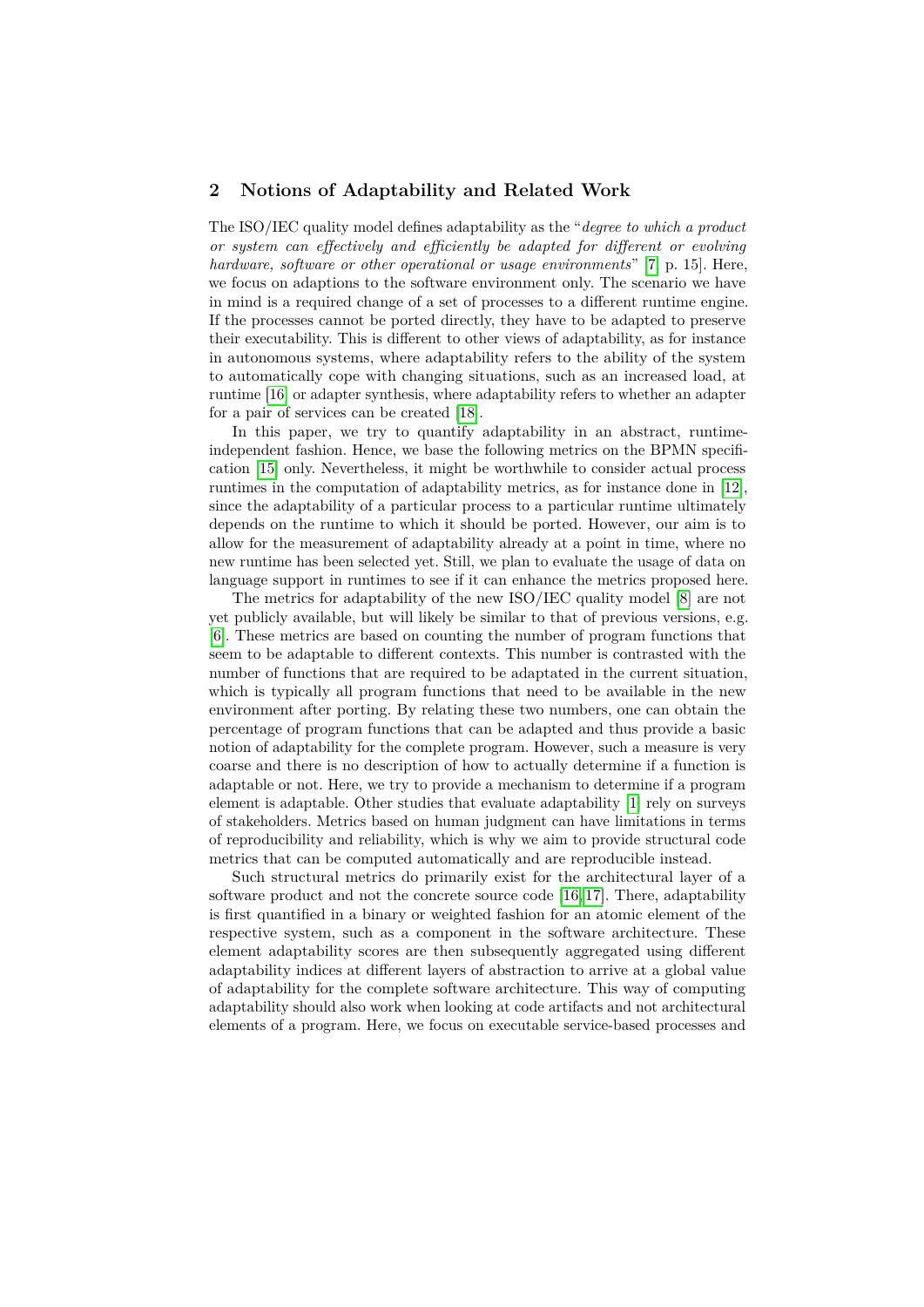## 2 Notions of Adaptability and Related Work

The ISO/IEC quality model defines adaptability as the "*degree to which a product or system can effectively and efficiently be adapted for different or evolving hardware, software or other operational or usage environments*" [7, p. 15]. Here, we focus on adaptions to the software environment only. The scenario we have in mind is a required change of a set of processes to a different runtime engine. If the processes cannot be ported directly, they have to be adapted to preserve their executability. This is different to other views of adaptability, as for instance in autonomous systems, where adaptability refers to the ability of the system to automatically cope with changing situations, such as an increased load, at runtime [16] or adapter synthesis, where adaptability refers to whether an adapter for a pair of services can be created [18].

In this paper, we try to quantify adaptability in an abstract, runtime-independent fashion. Hence, we base the following metrics on the BPMN specification [15] only. Nevertheless, it might be worthwhile to consider actual process runtimes in the computation of adaptability metrics, as for instance done in [12], since the adaptability of a particular process to a particular runtime ultimately depends on the runtime to which it should be ported. However, our aim is to allow for the measurement of adaptability already at a point in time, where no new runtime has been selected yet. Still, we plan to evaluate the usage of data on language support in runtimes to see if it can enhance the metrics proposed here.

The metrics for adaptability of the new ISO/IEC quality model [8] are not yet publicly available, but will likely be similar to that of previous versions, e.g. [6]. These metrics are based on counting the number of program functions that seem to be adaptable to different contexts. This number is contrasted with the number of functions that are required to be adaptated in the current situation, which is typically all program functions that need to be available in the new environment after porting. By relating these two numbers, one can obtain the percentage of program functions that can be adapted and thus provide a basic notion of adaptability for the complete program. However, such a measure is very coarse and there is no description of how to actually determine if a function is adaptable or not. Here, we try to provide a mechanism to determine if a program element is adaptable. Other studies that evaluate adaptability [1] rely on surveys of stakeholders. Metrics based on human judgment can have limitations in terms of reproducibility and reliability, which is why we aim to provide structural code metrics that can be computed automatically and are reproducible instead.

Such structural metrics do primarily exist for the architectural layer of a software product and not the concrete source code [16,17]. There, adaptability is first quantified in a binary or weighted fashion for an atomic element of the respective system, such as a component in the software architecture. These element adaptability scores are then subsequently aggregated using different adaptability indices at different layers of abstraction to arrive at a global value of adaptability for the complete software architecture. This way of computing adaptability should also work when looking at code artifacts and not architectural elements of a program. Here, we focus on executable service-based processes and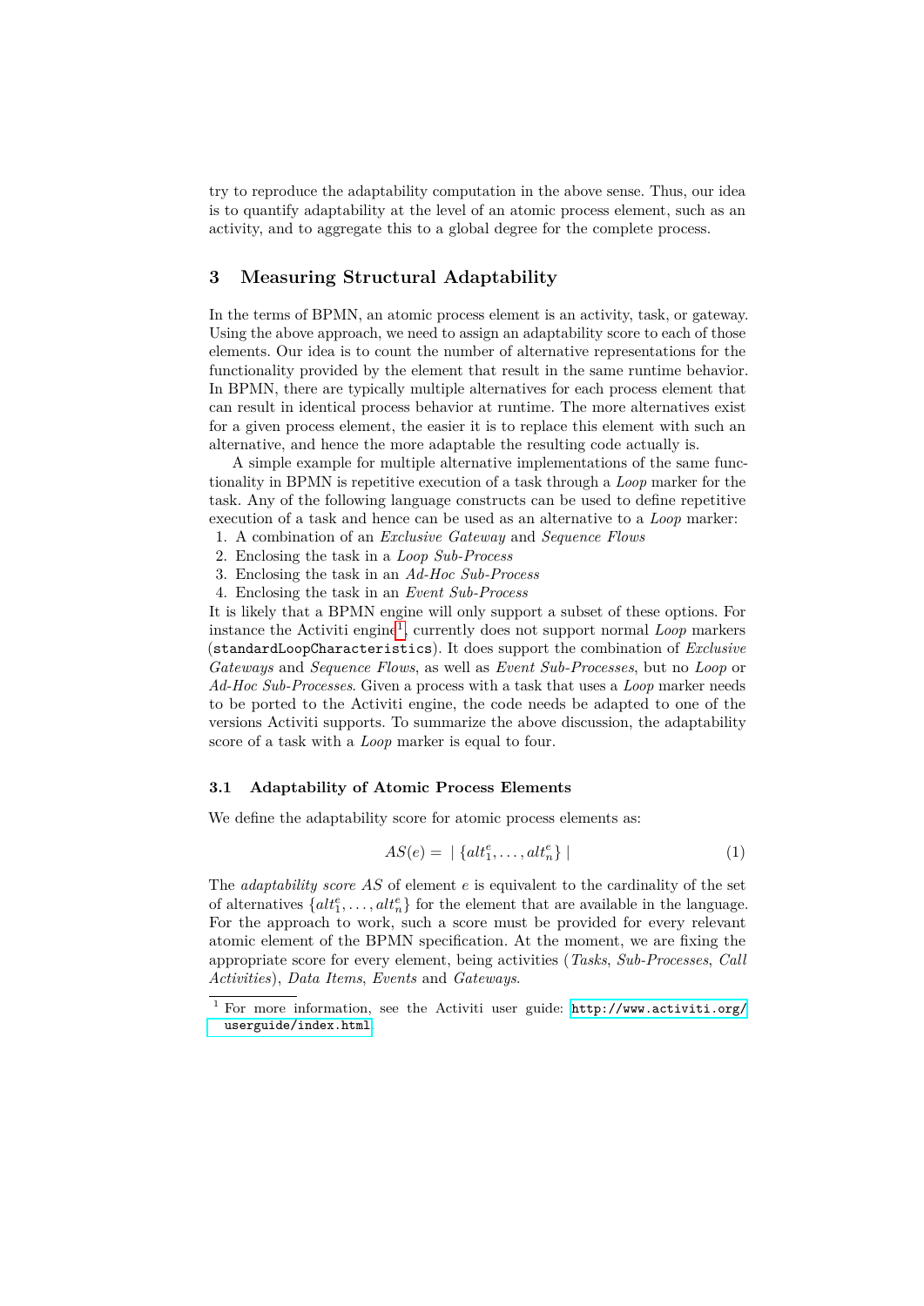try to reproduce the adaptability computation in the above sense. Thus, our idea is to quantify adaptability at the level of an atomic process element, such as an activity, and to aggregate this to a global degree for the complete process.

## 3 Measuring Structural Adaptability

In the terms of BPMN, an atomic process element is an activity, task, or gateway. Using the above approach, we need to assign an adaptability score to each of those elements. Our idea is to count the number of alternative representations for the functionality provided by the element that result in the same runtime behavior. In BPMN, there are typically multiple alternatives for each process element that can result in identical process behavior at runtime. The more alternatives exist for a given process element, the easier it is to replace this element with such an alternative, and hence the more adaptable the resulting code actually is.

A simple example for multiple alternative implementations of the same functionality in BPMN is repetitive execution of a task through a *Loop* marker for the task. Any of the following language constructs can be used to define repetitive execution of a task and hence can be used as an alternative to a *Loop* marker:

1. A combination of an *Exclusive Gateway* and *Sequence Flows*
2. Enclosing the task in a *Loop Sub-Process*
3. Enclosing the task in an *Ad-Hoc Sub-Process*
4. Enclosing the task in an *Event Sub-Process*

It is likely that a BPMN engine will only support a subset of these options. For instance the Activiti engine[1], currently does not support normal *Loop* markers (`standardLoopCharacteristics`). It does support the combination of *Exclusive Gateways* and *Sequence Flows*, as well as *Event Sub-Processes*, but no *Loop* or *Ad-Hoc Sub-Processes*. Given a process with a task that uses a *Loop* marker needs to be ported to the Activiti engine, the code needs be adapted to one of the versions Activiti supports. To summarize the above discussion, the adaptability score of a task with a *Loop* marker is equal to four.

### 3.1 Adaptability of Atomic Process Elements

We define the adaptability score for atomic process elements as:

$$AS(e) = \mid \{alt_1^e, \ldots, alt_n^e\} \mid \tag{1}$$

The *adaptability score AS* of element $e$ is equivalent to the cardinality of the set of alternatives $\{alt_1^e, \ldots, alt_n^e\}$ for the element that are available in the language. For the approach to work, such a score must be provided for every relevant atomic element of the BPMN specification. At the moment, we are fixing the appropriate score for every element, being activities (*Tasks*, *Sub-Processes*, *Call Activities*), *Data Items*, *Events* and *Gateways*.

[1] For more information, see the Activiti user guide: http://www.activiti.org/userguide/index.html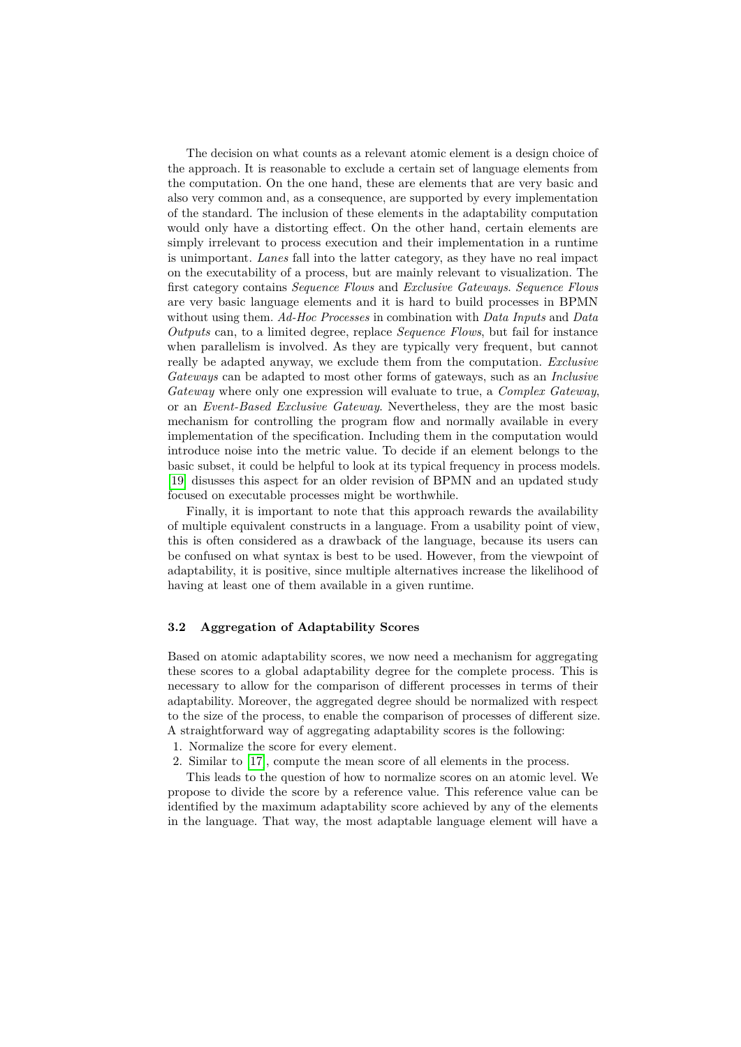The decision on what counts as a relevant atomic element is a design choice of the approach. It is reasonable to exclude a certain set of language elements from the computation. On the one hand, these are elements that are very basic and also very common and, as a consequence, are supported by every implementation of the standard. The inclusion of these elements in the adaptability computation would only have a distorting effect. On the other hand, certain elements are simply irrelevant to process execution and their implementation in a runtime is unimportant. *Lanes* fall into the latter category, as they have no real impact on the executability of a process, but are mainly relevant to visualization. The first category contains *Sequence Flows* and *Exclusive Gateways*. *Sequence Flows* are very basic language elements and it is hard to build processes in BPMN without using them. *Ad-Hoc Processes* in combination with *Data Inputs* and *Data Outputs* can, to a limited degree, replace *Sequence Flows*, but fail for instance when parallelism is involved. As they are typically very frequent, but cannot really be adapted anyway, we exclude them from the computation. *Exclusive Gateways* can be adapted to most other forms of gateways, such as an *Inclusive Gateway* where only one expression will evaluate to true, a *Complex Gateway*, or an *Event-Based Exclusive Gateway*. Nevertheless, they are the most basic mechanism for controlling the program flow and normally available in every implementation of the specification. Including them in the computation would introduce noise into the metric value. To decide if an element belongs to the basic subset, it could be helpful to look at its typical frequency in process models. [19] disusses this aspect for an older revision of BPMN and an updated study focused on executable processes might be worthwhile.

Finally, it is important to note that this approach rewards the availability of multiple equivalent constructs in a language. From a usability point of view, this is often considered as a drawback of the language, because its users can be confused on what syntax is best to be used. However, from the viewpoint of adaptability, it is positive, since multiple alternatives increase the likelihood of having at least one of them available in a given runtime.

### 3.2 Aggregation of Adaptability Scores

Based on atomic adaptability scores, we now need a mechanism for aggregating these scores to a global adaptability degree for the complete process. This is necessary to allow for the comparison of different processes in terms of their adaptability. Moreover, the aggregated degree should be normalized with respect to the size of the process, to enable the comparison of processes of different size. A straightforward way of aggregating adaptability scores is the following:

1. Normalize the score for every element.
2. Similar to [17], compute the mean score of all elements in the process.

This leads to the question of how to normalize scores on an atomic level. We propose to divide the score by a reference value. This reference value can be identified by the maximum adaptability score achieved by any of the elements in the language. That way, the most adaptable language element will have a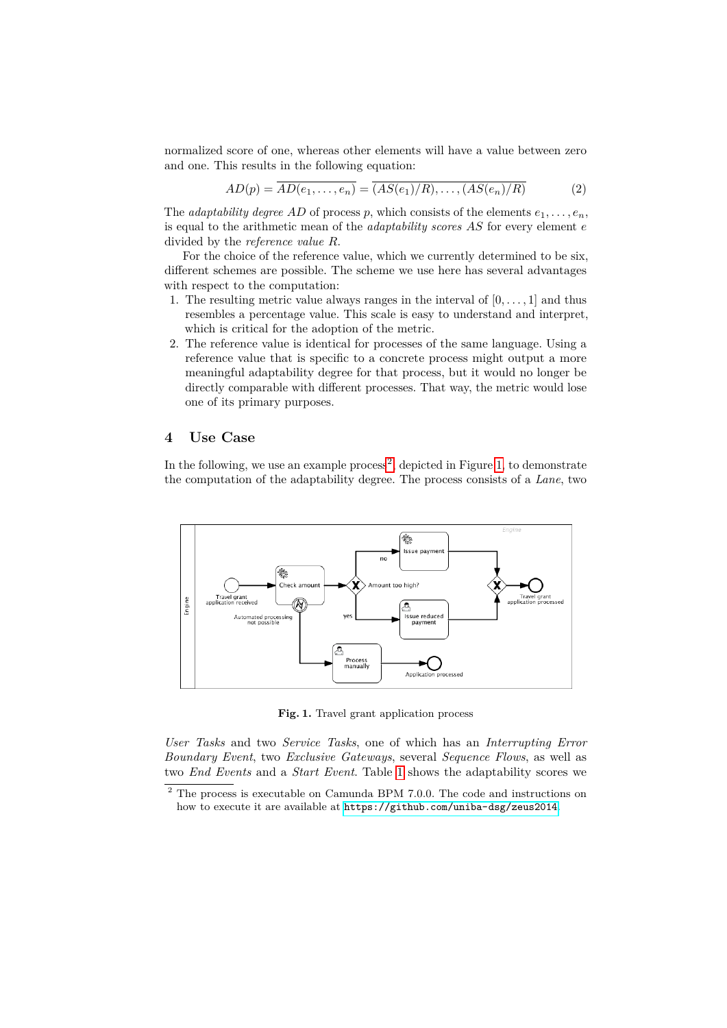normalized score of one, whereas other elements will have a value between zero and one. This results in the following equation:

$$AD(p) = \overline{AD(e_1, \ldots, e_n)} = \overline{(AS(e_1)/R), \ldots, (AS(e_n)/R)} \quad (2)$$

The *adaptability degree* $AD$ of process $p$, which consists of the elements $e_1, \ldots, e_n$, is equal to the arithmetic mean of the *adaptability scores* $AS$ for every element $e$ divided by the *reference value* $R$.

For the choice of the reference value, which we currently determined to be six, different schemes are possible. The scheme we use here has several advantages with respect to the computation:

1. The resulting metric value always ranges in the interval of $[0, \ldots, 1]$ and thus resembles a percentage value. This scale is easy to understand and interpret, which is critical for the adoption of the metric.
2. The reference value is identical for processes of the same language. Using a reference value that is specific to a concrete process might output a more meaningful adaptability degree for that process, but it would no longer be directly comparable with different processes. That way, the metric would lose one of its primary purposes.

## 4 Use Case

In the following, we use an example process[2], depicted in Figure 1, to demonstrate the computation of the adaptability degree. The process consists of a *Lane*, two

**Fig. 1.** Travel grant application process

*User Tasks* and two *Service Tasks*, one of which has an *Interrupting Error Boundary Event*, two *Exclusive Gateways*, several *Sequence Flows*, as well as two *End Events* and a *Start Event*. Table 1 shows the adaptability scores we

[2] The process is executable on Camunda BPM 7.0.0. The code and instructions on how to execute it are available at `https://github.com/uniba-dsg/zeus2014`.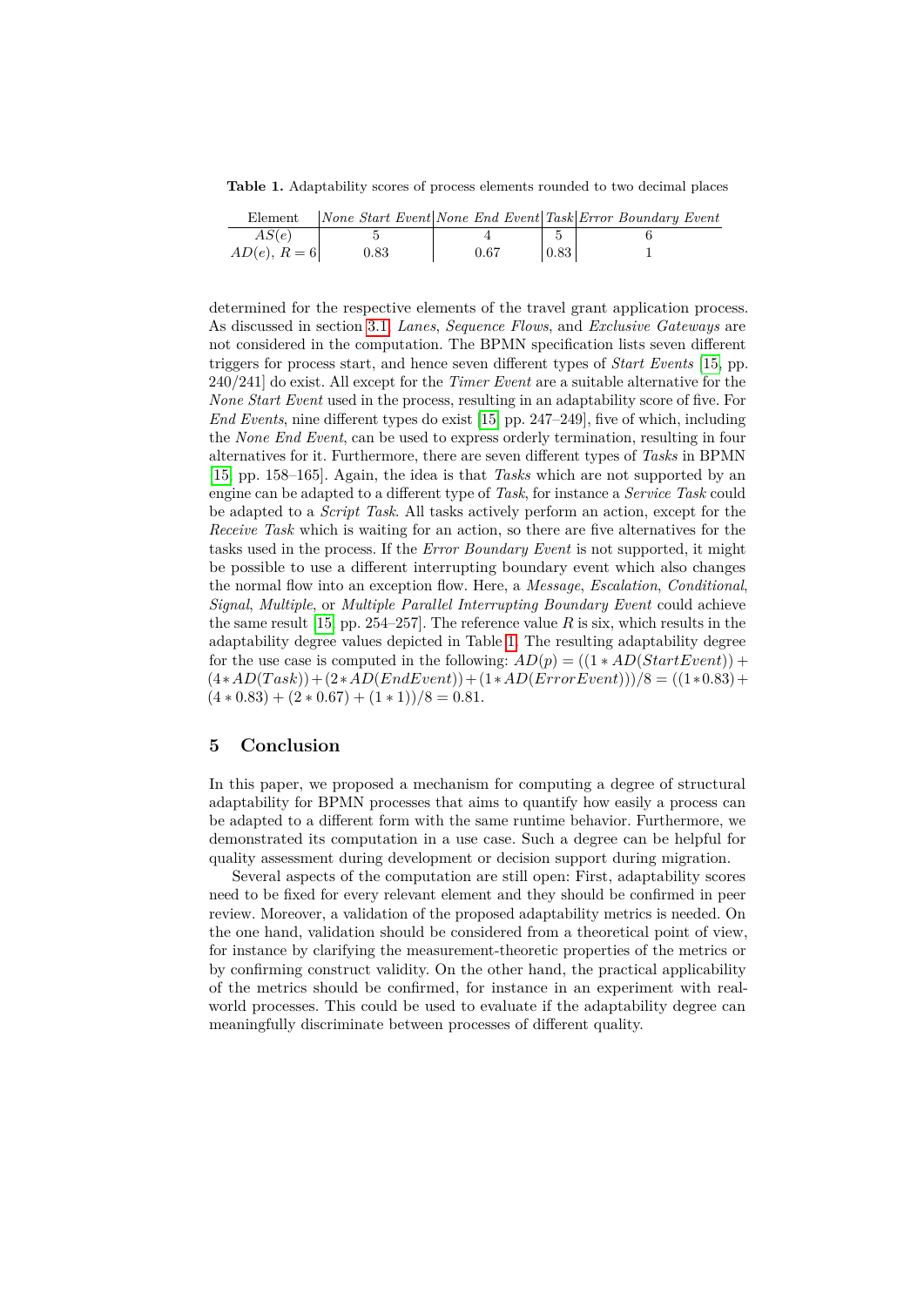**Table 1.** Adaptability scores of process elements rounded to two decimal places

| Element | *None Start Event* | *None End Event* | *Task* | *Error Boundary Event* |
|---|---|---|---|---|
| $AS(e)$ | 5 | 4 | 5 | 6 |
| $AD(e)$, $R = 6$ | 0.83 | 0.67 | 0.83 | 1 |

determined for the respective elements of the travel grant application process. As discussed in section 3.1, *Lanes*, *Sequence Flows*, and *Exclusive Gateways* are not considered in the computation. The BPMN specification lists seven different triggers for process start, and hence seven different types of *Start Events* [15, pp. 240/241] do exist. All except for the *Timer Event* are a suitable alternative for the *None Start Event* used in the process, resulting in an adaptability score of five. For *End Events*, nine different types do exist [15, pp. 247–249], five of which, including the *None End Event*, can be used to express orderly termination, resulting in four alternatives for it. Furthermore, there are seven different types of *Tasks* in BPMN [15, pp. 158–165]. Again, the idea is that *Tasks* which are not supported by an engine can be adapted to a different type of *Task*, for instance a *Service Task* could be adapted to a *Script Task*. All tasks actively perform an action, except for the *Receive Task* which is waiting for an action, so there are five alternatives for the tasks used in the process. If the *Error Boundary Event* is not supported, it might be possible to use a different interrupting boundary event which also changes the normal flow into an exception flow. Here, a *Message*, *Escalation*, *Conditional*, *Signal*, *Multiple*, or *Multiple Parallel Interrupting Boundary Event* could achieve the same result [15, pp. 254–257]. The reference value $R$ is six, which results in the adaptability degree values depicted in Table 1. The resulting adaptability degree for the use case is computed in the following: $AD(p) = ((1 * AD(StartEvent)) + (4 * AD(Task)) + (2 * AD(EndEvent)) + (1 * AD(ErrorEvent)))/8 = ((1 * 0.83) + (4 * 0.83) + (2 * 0.67) + (1 * 1))/8 = 0.81$.

## 5 Conclusion

In this paper, we proposed a mechanism for computing a degree of structural adaptability for BPMN processes that aims to quantify how easily a process can be adapted to a different form with the same runtime behavior. Furthermore, we demonstrated its computation in a use case. Such a degree can be helpful for quality assessment during development or decision support during migration.

Several aspects of the computation are still open: First, adaptability scores need to be fixed for every relevant element and they should be confirmed in peer review. Moreover, a validation of the proposed adaptability metrics is needed. On the one hand, validation should be considered from a theoretical point of view, for instance by clarifying the measurement-theoretic properties of the metrics or by confirming construct validity. On the other hand, the practical applicability of the metrics should be confirmed, for instance in an experiment with real-world processes. This could be used to evaluate if the adaptability degree can meaningfully discriminate between processes of different quality.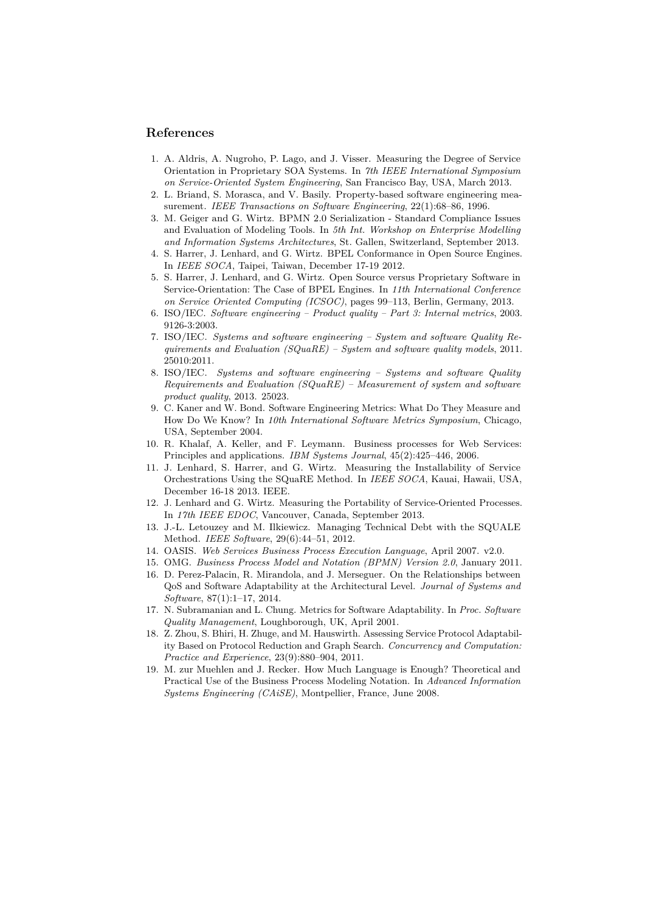## References

1. A. Aldris, A. Nugroho, P. Lago, and J. Visser. Measuring the Degree of Service Orientation in Proprietary SOA Systems. In *7th IEEE International Symposium on Service-Oriented System Engineering*, San Francisco Bay, USA, March 2013.
2. L. Briand, S. Morasca, and V. Basily. Property-based software engineering measurement. *IEEE Transactions on Software Engineering*, 22(1):68–86, 1996.
3. M. Geiger and G. Wirtz. BPMN 2.0 Serialization - Standard Compliance Issues and Evaluation of Modeling Tools. In *5th Int. Workshop on Enterprise Modelling and Information Systems Architectures*, St. Gallen, Switzerland, September 2013.
4. S. Harrer, J. Lenhard, and G. Wirtz. BPEL Conformance in Open Source Engines. In *IEEE SOCA*, Taipei, Taiwan, December 17-19 2012.
5. S. Harrer, J. Lenhard, and G. Wirtz. Open Source versus Proprietary Software in Service-Orientation: The Case of BPEL Engines. In *11th International Conference on Service Oriented Computing (ICSOC)*, pages 99–113, Berlin, Germany, 2013.
6. ISO/IEC. *Software engineering – Product quality – Part 3: Internal metrics*, 2003. 9126-3:2003.
7. ISO/IEC. *Systems and software engineering – System and software Quality Requirements and Evaluation (SQuaRE) – System and software quality models*, 2011. 25010:2011.
8. ISO/IEC. *Systems and software engineering – Systems and software Quality Requirements and Evaluation (SQuaRE) – Measurement of system and software product quality*, 2013. 25023.
9. C. Kaner and W. Bond. Software Engineering Metrics: What Do They Measure and How Do We Know? In *10th International Software Metrics Symposium*, Chicago, USA, September 2004.
10. R. Khalaf, A. Keller, and F. Leymann. Business processes for Web Services: Principles and applications. *IBM Systems Journal*, 45(2):425–446, 2006.
11. J. Lenhard, S. Harrer, and G. Wirtz. Measuring the Installability of Service Orchestrations Using the SQuaRE Method. In *IEEE SOCA*, Kauai, Hawaii, USA, December 16-18 2013. IEEE.
12. J. Lenhard and G. Wirtz. Measuring the Portability of Service-Oriented Processes. In *17th IEEE EDOC*, Vancouver, Canada, September 2013.
13. J.-L. Letouzey and M. Ilkiewicz. Managing Technical Debt with the SQUALE Method. *IEEE Software*, 29(6):44–51, 2012.
14. OASIS. *Web Services Business Process Execution Language*, April 2007. v2.0.
15. OMG. *Business Process Model and Notation (BPMN) Version 2.0*, January 2011.
16. D. Perez-Palacin, R. Mirandola, and J. Merseguer. On the Relationships between QoS and Software Adaptability at the Architectural Level. *Journal of Systems and Software*, 87(1):1–17, 2014.
17. N. Subramanian and L. Chung. Metrics for Software Adaptability. In *Proc. Software Quality Management*, Loughborough, UK, April 2001.
18. Z. Zhou, S. Bhiri, H. Zhuge, and M. Hauswirth. Assessing Service Protocol Adaptability Based on Protocol Reduction and Graph Search. *Concurrency and Computation: Practice and Experience*, 23(9):880–904, 2011.
19. M. zur Muehlen and J. Recker. How Much Language is Enough? Theoretical and Practical Use of the Business Process Modeling Notation. In *Advanced Information Systems Engineering (CAiSE)*, Montpellier, France, June 2008.